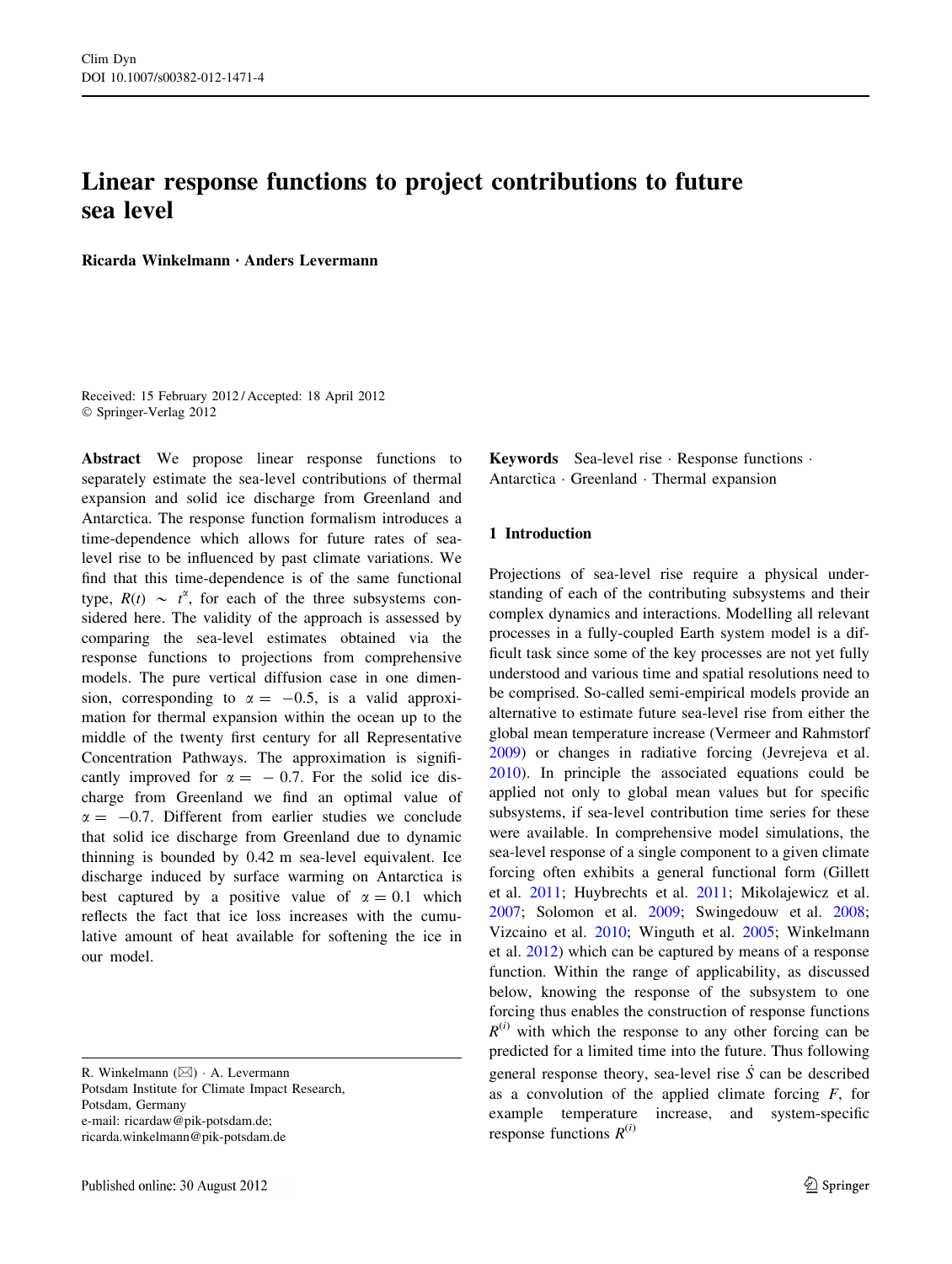# Linear response functions to project contributions to future sea level

**Ricarda Winkelmann · Anders Levermann**

Received: 15 February 2012 / Accepted: 18 April 2012
© Springer-Verlag 2012

**Abstract** We propose linear response functions to separately estimate the sea-level contributions of thermal expansion and solid ice discharge from Greenland and Antarctica. The response function formalism introduces a time-dependence which allows for future rates of sea-level rise to be influenced by past climate variations. We find that this time-dependence is of the same functional type, $R(t) \sim t^{\alpha}$, for each of the three subsystems considered here. The validity of the approach is assessed by comparing the sea-level estimates obtained via the response functions to projections from comprehensive models. The pure vertical diffusion case in one dimension, corresponding to $\alpha = -0.5$, is a valid approximation for thermal expansion within the ocean up to the middle of the twenty first century for all Representative Concentration Pathways. The approximation is significantly improved for $\alpha = -0.7$. For the solid ice discharge from Greenland we find an optimal value of $\alpha = -0.7$. Different from earlier studies we conclude that solid ice discharge from Greenland due to dynamic thinning is bounded by 0.42 m sea-level equivalent. Ice discharge induced by surface warming on Antarctica is best captured by a positive value of $\alpha = 0.1$ which reflects the fact that ice loss increases with the cumulative amount of heat available for softening the ice in our model.

**Keywords** Sea-level rise · Response functions · Antarctica · Greenland · Thermal expansion

R. Winkelmann (✉) · A. Levermann
Potsdam Institute for Climate Impact Research, Potsdam, Germany
e-mail: ricardaw@pik-potsdam.de; ricarda.winkelmann@pik-potsdam.de

## 1 Introduction

Projections of sea-level rise require a physical understanding of each of the contributing subsystems and their complex dynamics and interactions. Modelling all relevant processes in a fully-coupled Earth system model is a difficult task since some of the key processes are not yet fully understood and various time and spatial resolutions need to be comprised. So-called semi-empirical models provide an alternative to estimate future sea-level rise from either the global mean temperature increase (Vermeer and Rahmstorf 2009) or changes in radiative forcing (Jevrejeva et al. 2010). In principle the associated equations could be applied not only to global mean values but for specific subsystems, if sea-level contribution time series for these were available. In comprehensive model simulations, the sea-level response of a single component to a given climate forcing often exhibits a general functional form (Gillett et al. 2011; Huybrechts et al. 2011; Mikolajewicz et al. 2007; Solomon et al. 2009; Swingedouw et al. 2008; Vizcaino et al. 2010; Winguth et al. 2005; Winkelmann et al. 2012) which can be captured by means of a response function. Within the range of applicability, as discussed below, knowing the response of the subsystem to one forcing thus enables the construction of response functions $R^{(i)}$ with which the response to any other forcing can be predicted for a limited time into the future. Thus following general response theory, sea-level rise $\dot{S}$ can be described as a convolution of the applied climate forcing $F$, for example temperature increase, and system-specific response functions $R^{(i)}$

Published online: 30 August 2012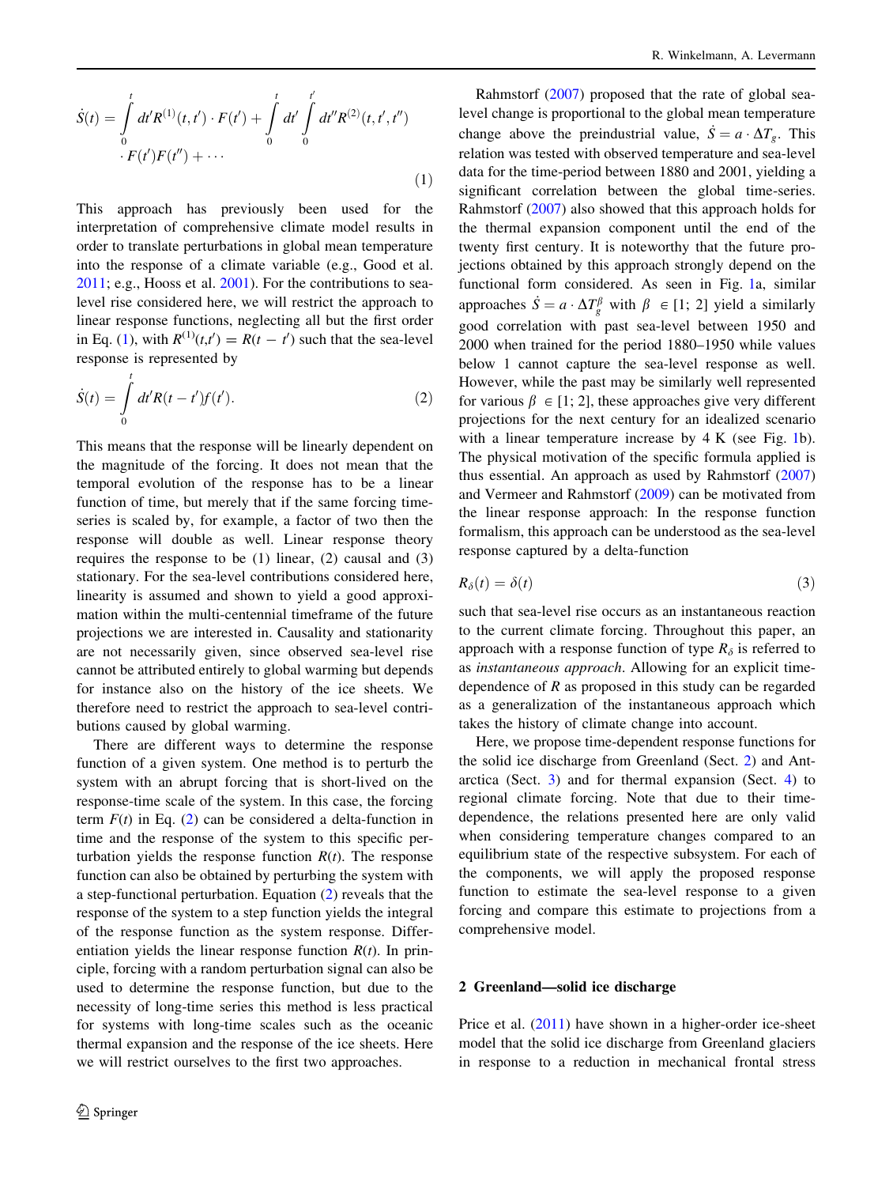$$\dot{S}(t) = \int_0^t dt' R^{(1)}(t,t') \cdot F(t') + \int_0^t dt' \int_0^{t'} dt'' R^{(2)}(t,t',t'') \cdot F(t')F(t'') + \cdots \tag{1}$$

This approach has previously been used for the interpretation of comprehensive climate model results in order to translate perturbations in global mean temperature into the response of a climate variable (e.g., Good et al. 2011; e.g., Hooss et al. 2001). For the contributions to sea-level rise considered here, we will restrict the approach to linear response functions, neglecting all but the first order in Eq. (1), with $R^{(1)}(t,t') = R(t - t')$ such that the sea-level response is represented by

$$\dot{S}(t) = \int_0^t dt' R(t - t') f(t'). \tag{2}$$

This means that the response will be linearly dependent on the magnitude of the forcing. It does not mean that the temporal evolution of the response has to be a linear function of time, but merely that if the same forcing time-series is scaled by, for example, a factor of two then the response will double as well. Linear response theory requires the response to be (1) linear, (2) causal and (3) stationary. For the sea-level contributions considered here, linearity is assumed and shown to yield a good approximation within the multi-centennial timeframe of the future projections we are interested in. Causality and stationarity are not necessarily given, since observed sea-level rise cannot be attributed entirely to global warming but depends for instance also on the history of the ice sheets. We therefore need to restrict the approach to sea-level contributions caused by global warming.

There are different ways to determine the response function of a given system. One method is to perturb the system with an abrupt forcing that is short-lived on the response-time scale of the system. In this case, the forcing term $F(t)$ in Eq. (2) can be considered a delta-function in time and the response of the system to this specific perturbation yields the response function $R(t)$. The response function can also be obtained by perturbing the system with a step-functional perturbation. Equation (2) reveals that the response of the system to a step function yields the integral of the response function as the system response. Differentiation yields the linear response function $R(t)$. In principle, forcing with a random perturbation signal can also be used to determine the response function, but due to the necessity of long-time series this method is less practical for systems with long-time scales such as the oceanic thermal expansion and the response of the ice sheets. Here we will restrict ourselves to the first two approaches.

Rahmstorf (2007) proposed that the rate of global sea-level change is proportional to the global mean temperature change above the preindustrial value, $\dot{S} = a \cdot \Delta T_g$. This relation was tested with observed temperature and sea-level data for the time-period between 1880 and 2001, yielding a significant correlation between the global time-series. Rahmstorf (2007) also showed that this approach holds for the thermal expansion component until the end of the twenty first century. It is noteworthy that the future projections obtained by this approach strongly depend on the functional form considered. As seen in Fig. 1a, similar approaches $\dot{S} = a \cdot \Delta T_g^{\beta}$ with $\beta \in [1; 2]$ yield a similarly good correlation with past sea-level between 1950 and 2000 when trained for the period 1880–1950 while values below 1 cannot capture the sea-level response as well. However, while the past may be similarly well represented for various $\beta \in [1; 2]$, these approaches give very different projections for the next century for an idealized scenario with a linear temperature increase by 4 K (see Fig. 1b). The physical motivation of the specific formula applied is thus essential. An approach as used by Rahmstorf (2007) and Vermeer and Rahmstorf (2009) can be motivated from the linear response approach: In the response function formalism, this approach can be understood as the sea-level response captured by a delta-function

$$R_{\delta}(t) = \delta(t) \tag{3}$$

such that sea-level rise occurs as an instantaneous reaction to the current climate forcing. Throughout this paper, an approach with a response function of type $R_{\delta}$ is referred to as *instantaneous approach*. Allowing for an explicit time-dependence of $R$ as proposed in this study can be regarded as a generalization of the instantaneous approach which takes the history of climate change into account.

Here, we propose time-dependent response functions for the solid ice discharge from Greenland (Sect. 2) and Antarctica (Sect. 3) and for thermal expansion (Sect. 4) to regional climate forcing. Note that due to their time-dependence, the relations presented here are only valid when considering temperature changes compared to an equilibrium state of the respective subsystem. For each of the components, we will apply the proposed response function to estimate the sea-level response to a given forcing and compare this estimate to projections from a comprehensive model.

## 2 Greenland—solid ice discharge

Price et al. (2011) have shown in a higher-order ice-sheet model that the solid ice discharge from Greenland glaciers in response to a reduction in mechanical frontal stress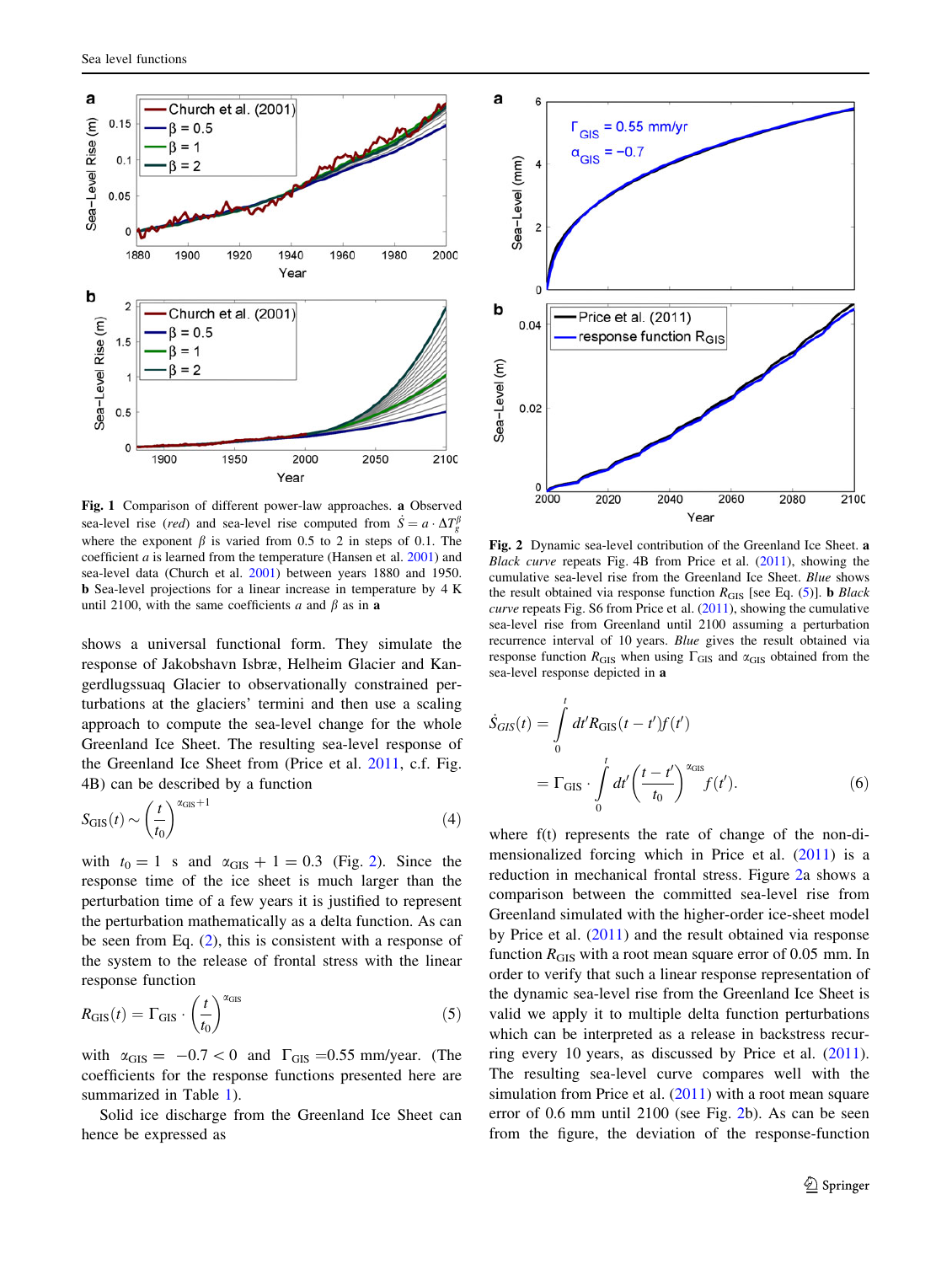**Fig. 1** Comparison of different power-law approaches. **a** Observed sea-level rise (*red*) and sea-level rise computed from $\dot{S} = a \cdot \Delta T_g^{\beta}$ where the exponent $\beta$ is varied from 0.5 to 2 in steps of 0.1. The coefficient $a$ is learned from the temperature (Hansen et al. 2001) and sea-level data (Church et al. 2001) between years 1880 and 1950. **b** Sea-level projections for a linear increase in temperature by 4 K until 2100, with the same coefficients $a$ and $\beta$ as in **a**

shows a universal functional form. They simulate the response of Jakobshavn Isbræ, Helheim Glacier and Kangerdlugssuaq Glacier to observationally constrained perturbations at the glaciers' termini and then use a scaling approach to compute the sea-level change for the whole Greenland Ice Sheet. The resulting sea-level response of the Greenland Ice Sheet from (Price et al. 2011, c.f. Fig. 4B) can be described by a function

$$S_{\text{GIS}}(t) \sim \left(\frac{t}{t_0}\right)^{\alpha_{\text{GIS}}+1} \tag{4}$$

with $t_0 = 1$ s and $\alpha_{\text{GIS}} + 1 = 0.3$ (Fig. 2). Since the response time of the ice sheet is much larger than the perturbation time of a few years it is justified to represent the perturbation mathematically as a delta function. As can be seen from Eq. (2), this is consistent with a response of the system to the release of frontal stress with the linear response function

$$R_{\text{GIS}}(t) = \Gamma_{\text{GIS}} \cdot \left(\frac{t}{t_0}\right)^{\alpha_{\text{GIS}}} \tag{5}$$

with $\alpha_{\text{GIS}} = -0.7 < 0$ and $\Gamma_{\text{GIS}} = 0.55$ mm/year. (The coefficients for the response functions presented here are summarized in Table 1).

Solid ice discharge from the Greenland Ice Sheet can hence be expressed as

**Fig. 2** Dynamic sea-level contribution of the Greenland Ice Sheet. **a** *Black curve* repeats Fig. 4B from Price et al. (2011), showing the cumulative sea-level rise from the Greenland Ice Sheet. *Blue* shows the result obtained via response function $R_{\text{GIS}}$ [see Eq. (5)]. **b** *Black curve* repeats Fig. S6 from Price et al. (2011), showing the cumulative sea-level rise from Greenland until 2100 assuming a perturbation recurrence interval of 10 years. *Blue* gives the result obtained via response function $R_{\text{GIS}}$ when using $\Gamma_{\text{GIS}}$ and $\alpha_{\text{GIS}}$ obtained from the sea-level response depicted in **a**

$$\begin{aligned}\dot{S}_{GIS}(t) &= \int_0^t dt' R_{\text{GIS}}(t - t') f(t') \\ &= \Gamma_{\text{GIS}} \cdot \int_0^t dt' \left(\frac{t - t'}{t_0}\right)^{\alpha_{\text{GIS}}} f(t').\end{aligned} \tag{6}$$

where f(t) represents the rate of change of the non-dimensionalized forcing which in Price et al. (2011) is a reduction in mechanical frontal stress. Figure 2a shows a comparison between the committed sea-level rise from Greenland simulated with the higher-order ice-sheet model by Price et al. (2011) and the result obtained via response function $R_{\text{GIS}}$ with a root mean square error of 0.05 mm. In order to verify that such a linear response representation of the dynamic sea-level rise from the Greenland Ice Sheet is valid we apply it to multiple delta function perturbations which can be interpreted as a release in backstress recurring every 10 years, as discussed by Price et al. (2011). The resulting sea-level curve compares well with the simulation from Price et al. (2011) with a root mean square error of 0.6 mm until 2100 (see Fig. 2b). As can be seen from the figure, the deviation of the response-function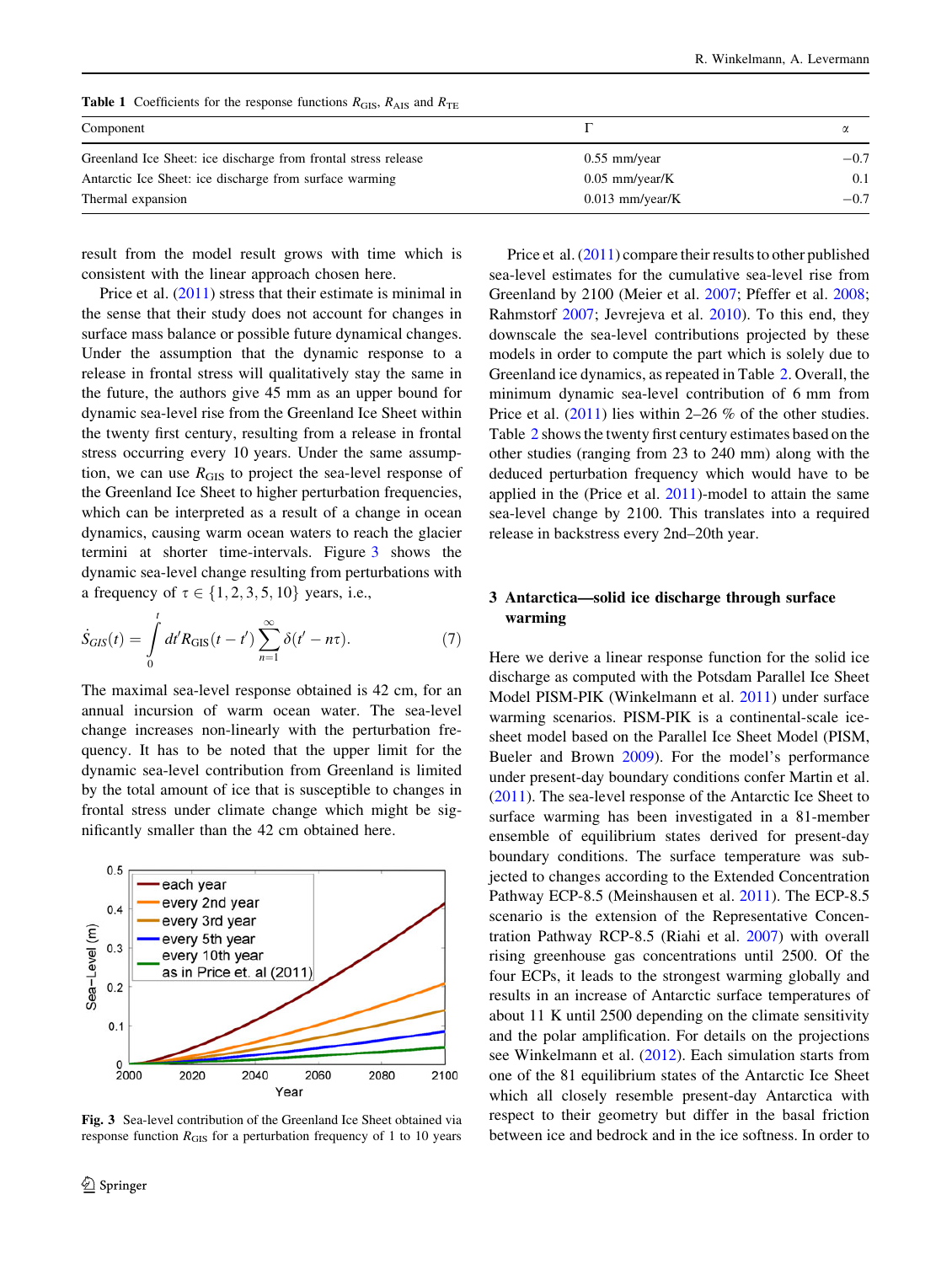**Table 1** Coefficients for the response functions $R_{GIS}$, $R_{AIS}$ and $R_{TE}$

| Component | $\Gamma$ | $\alpha$ |
|---|---|---|
| Greenland Ice Sheet: ice discharge from frontal stress release | 0.55 mm/year | −0.7 |
| Antarctic Ice Sheet: ice discharge from surface warming | 0.05 mm/year/K | 0.1 |
| Thermal expansion | 0.013 mm/year/K | −0.7 |

result from the model result grows with time which is consistent with the linear approach chosen here.

Price et al. (2011) stress that their estimate is minimal in the sense that their study does not account for changes in surface mass balance or possible future dynamical changes. Under the assumption that the dynamic response to a release in frontal stress will qualitatively stay the same in the future, the authors give 45 mm as an upper bound for dynamic sea-level rise from the Greenland Ice Sheet within the twenty first century, resulting from a release in frontal stress occurring every 10 years. Under the same assumption, we can use $R_{GIS}$ to project the sea-level response of the Greenland Ice Sheet to higher perturbation frequencies, which can be interpreted as a result of a change in ocean dynamics, causing warm ocean waters to reach the glacier termini at shorter time-intervals. Figure 3 shows the dynamic sea-level change resulting from perturbations with a frequency of $\tau \in \{1, 2, 3, 5, 10\}$ years, i.e.,

$$\dot{S}_{GIS}(t) = \int_0^t dt' R_{GIS}(t - t') \sum_{n=1}^{\infty} \delta(t' - n\tau). \tag{7}$$

The maximal sea-level response obtained is 42 cm, for an annual incursion of warm ocean water. The sea-level change increases non-linearly with the perturbation frequency. It has to be noted that the upper limit for the dynamic sea-level contribution from Greenland is limited by the total amount of ice that is susceptible to changes in frontal stress under climate change which might be significantly smaller than the 42 cm obtained here.

**Fig. 3** Sea-level contribution of the Greenland Ice Sheet obtained via response function $R_{GIS}$ for a perturbation frequency of 1 to 10 years

Price et al. (2011) compare their results to other published sea-level estimates for the cumulative sea-level rise from Greenland by 2100 (Meier et al. 2007; Pfeffer et al. 2008; Rahmstorf 2007; Jevrejeva et al. 2010). To this end, they downscale the sea-level contributions projected by these models in order to compute the part which is solely due to Greenland ice dynamics, as repeated in Table 2. Overall, the minimum dynamic sea-level contribution of 6 mm from Price et al. (2011) lies within 2–26 % of the other studies. Table 2 shows the twenty first century estimates based on the other studies (ranging from 23 to 240 mm) along with the deduced perturbation frequency which would have to be applied in the (Price et al. 2011)-model to attain the same sea-level change by 2100. This translates into a required release in backstress every 2nd–20th year.

## 3 Antarctica—solid ice discharge through surface warming

Here we derive a linear response function for the solid ice discharge as computed with the Potsdam Parallel Ice Sheet Model PISM-PIK (Winkelmann et al. 2011) under surface warming scenarios. PISM-PIK is a continental-scale ice-sheet model based on the Parallel Ice Sheet Model (PISM, Bueler and Brown 2009). For the model's performance under present-day boundary conditions confer Martin et al. (2011). The sea-level response of the Antarctic Ice Sheet to surface warming has been investigated in a 81-member ensemble of equilibrium states derived for present-day boundary conditions. The surface temperature was subjected to changes according to the Extended Concentration Pathway ECP-8.5 (Meinshausen et al. 2011). The ECP-8.5 scenario is the extension of the Representative Concentration Pathway RCP-8.5 (Riahi et al. 2007) with overall rising greenhouse gas concentrations until 2500. Of the four ECPs, it leads to the strongest warming globally and results in an increase of Antarctic surface temperatures of about 11 K until 2500 depending on the climate sensitivity and the polar amplification. For details on the projections see Winkelmann et al. (2012). Each simulation starts from one of the 81 equilibrium states of the Antarctic Ice Sheet which all closely resemble present-day Antarctica with respect to their geometry but differ in the basal friction between ice and bedrock and in the ice softness. In order to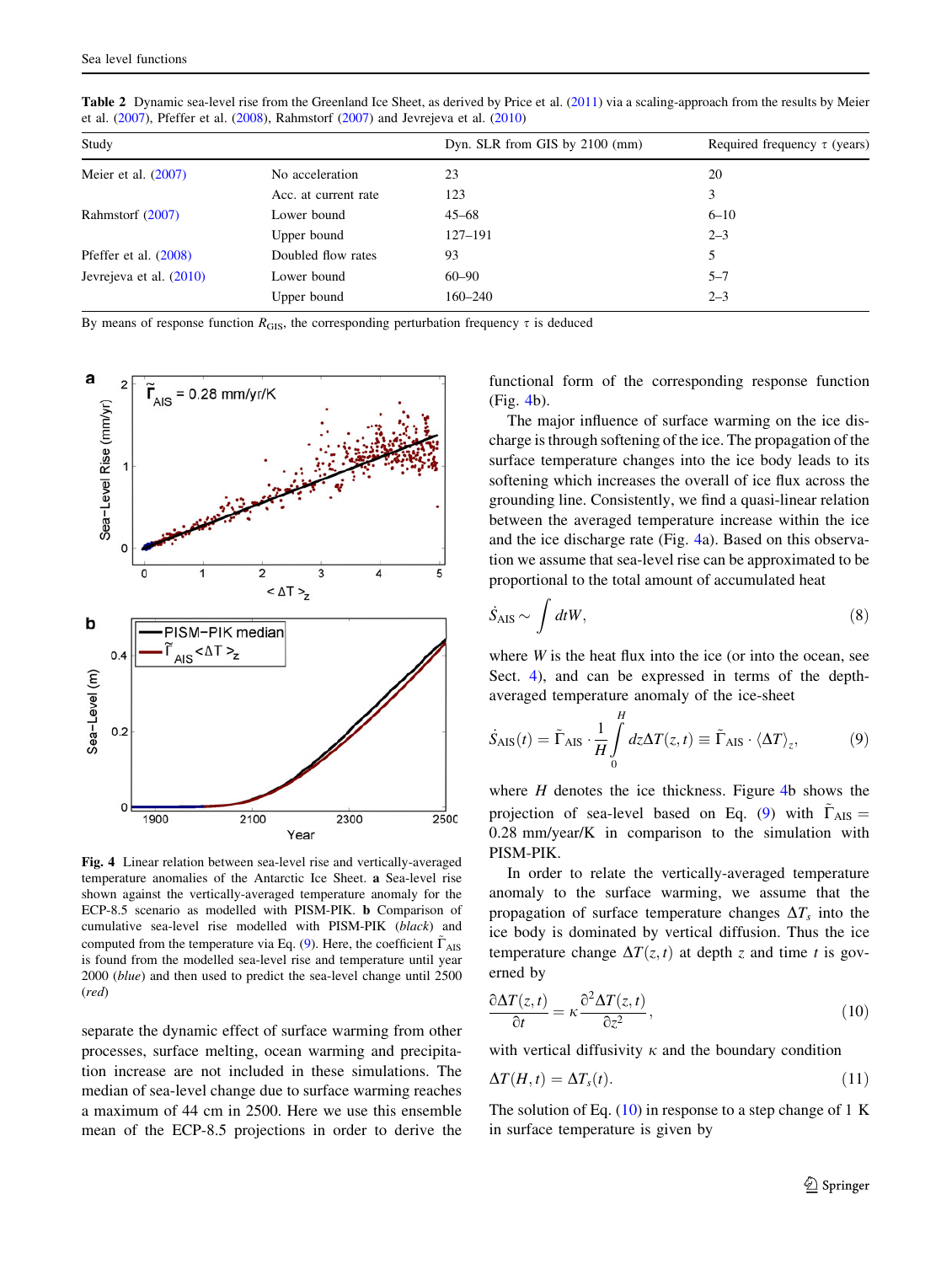**Table 2** Dynamic sea-level rise from the Greenland Ice Sheet, as derived by Price et al. (2011) via a scaling-approach from the results by Meier et al. (2007), Pfeffer et al. (2008), Rahmstorf (2007) and Jevrejeva et al. (2010)

| Study | | Dyn. SLR from GIS by 2100 (mm) | Required frequency $\tau$ (years) |
|---|---|---|---|
| Meier et al. (2007) | No acceleration | 23 | 20 |
| | Acc. at current rate | 123 | 3 |
| Rahmstorf (2007) | Lower bound | 45–68 | 6–10 |
| | Upper bound | 127–191 | 2–3 |
| Pfeffer et al. (2008) | Doubled flow rates | 93 | 5 |
| Jevrejeva et al. (2010) | Lower bound | 60–90 | 5–7 |
| | Upper bound | 160–240 | 2–3 |

By means of response function $R_{GIS}$, the corresponding perturbation frequency $\tau$ is deduced

**Fig. 4** Linear relation between sea-level rise and vertically-averaged temperature anomalies of the Antarctic Ice Sheet. **a** Sea-level rise shown against the vertically-averaged temperature anomaly for the ECP-8.5 scenario as modelled with PISM-PIK. **b** Comparison of cumulative sea-level rise modelled with PISM-PIK (*black*) and computed from the temperature via Eq. (9). Here, the coefficient $\tilde{\Gamma}_{AIS}$ is found from the modelled sea-level rise and temperature until year 2000 (*blue*) and then used to predict the sea-level change until 2500 (*red*)

separate the dynamic effect of surface warming from other processes, surface melting, ocean warming and precipitation increase are not included in these simulations. The median of sea-level change due to surface warming reaches a maximum of 44 cm in 2500. Here we use this ensemble mean of the ECP-8.5 projections in order to derive the functional form of the corresponding response function (Fig. 4b).

The major influence of surface warming on the ice discharge is through softening of the ice. The propagation of the surface temperature changes into the ice body leads to its softening which increases the overall of ice flux across the grounding line. Consistently, we find a quasi-linear relation between the averaged temperature increase within the ice and the ice discharge rate (Fig. 4a). Based on this observation we assume that sea-level rise can be approximated to be proportional to the total amount of accumulated heat

$$\dot{S}_{AIS} \sim \int dt W, \tag{8}$$

where $W$ is the heat flux into the ice (or into the ocean, see Sect. 4), and can be expressed in terms of the depth-averaged temperature anomaly of the ice-sheet

$$\dot{S}_{AIS}(t) = \tilde{\Gamma}_{AIS} \cdot \frac{1}{H} \int_0^H dz \Delta T(z,t) \equiv \tilde{\Gamma}_{AIS} \cdot \langle \Delta T \rangle_z, \tag{9}$$

where $H$ denotes the ice thickness. Figure 4b shows the projection of sea-level based on Eq. (9) with $\tilde{\Gamma}_{AIS} = 0.28$ mm/year/K in comparison to the simulation with PISM-PIK.

In order to relate the vertically-averaged temperature anomaly to the surface warming, we assume that the propagation of surface temperature changes $\Delta T_s$ into the ice body is dominated by vertical diffusion. Thus the ice temperature change $\Delta T(z,t)$ at depth $z$ and time $t$ is governed by

$$\frac{\partial \Delta T(z,t)}{\partial t} = \kappa \frac{\partial^2 \Delta T(z,t)}{\partial z^2}, \tag{10}$$

with vertical diffusivity $\kappa$ and the boundary condition

$$\Delta T(H,t) = \Delta T_s(t). \tag{11}$$

The solution of Eq. (10) in response to a step change of 1 K in surface temperature is given by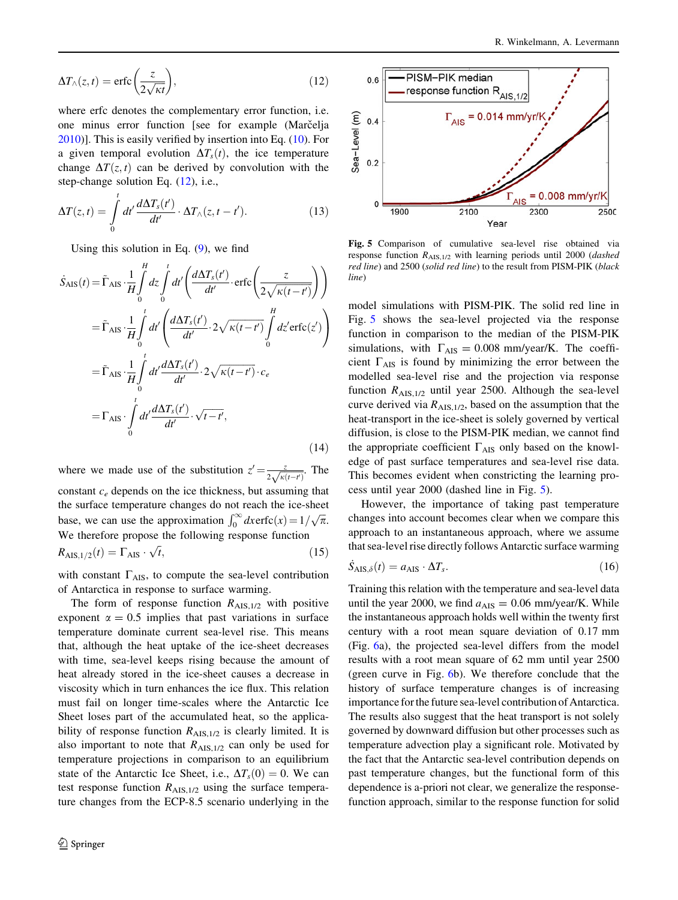$$\Delta T_{\wedge}(z,t) = \mathrm{erfc}\left(\frac{z}{2\sqrt{\kappa t}}\right), \tag{12}$$

where erfc denotes the complementary error function, i.e. one minus error function [see for example (Marčelja 2010)]. This is easily verified by insertion into Eq. (10). For a given temporal evolution $\Delta T_s(t)$, the ice temperature change $\Delta T(z,t)$ can be derived by convolution with the step-change solution Eq. (12), i.e.,

$$\Delta T(z,t) = \int_0^t dt' \frac{d\Delta T_s(t')}{dt'} \cdot \Delta T_{\wedge}(z, t-t'). \tag{13}$$

Using this solution in Eq. (9), we find

$$\begin{aligned}
\dot{S}_{AIS}(t) &= \tilde{\Gamma}_{AIS} \cdot \frac{1}{H}\int_0^H dz \int_0^t dt' \left(\frac{d\Delta T_s(t')}{dt'} \cdot \mathrm{erfc}\left(\frac{z}{2\sqrt{\kappa(t-t')}}\right)\right) \\
&= \tilde{\Gamma}_{AIS} \cdot \frac{1}{H}\int_0^t dt' \left(\frac{d\Delta T_s(t')}{dt'} \cdot 2\sqrt{\kappa(t-t')} \int_0^H dz' \mathrm{erfc}(z')\right) \\
&= \tilde{\Gamma}_{AIS} \cdot \frac{1}{H}\int_0^t dt' \frac{d\Delta T_s(t')}{dt'} \cdot 2\sqrt{\kappa(t-t')} \cdot c_e \\
&= \Gamma_{AIS} \cdot \int_0^t dt' \frac{d\Delta T_s(t')}{dt'} \cdot \sqrt{t-t'},
\end{aligned} \tag{14}$$

where we made use of the substitution $z' = \frac{z}{2\sqrt{\kappa(t-t')}}$. The constant $c_e$ depends on the ice thickness, but assuming that the surface temperature changes do not reach the ice-sheet base, we can use the approximation $\int_0^\infty dx \mathrm{erfc}(x) = 1/\sqrt{\pi}$. We therefore propose the following response function

$$R_{AIS,1/2}(t) = \Gamma_{AIS} \cdot \sqrt{t}, \tag{15}$$

with constant $\Gamma_{AIS}$, to compute the sea-level contribution of Antarctica in response to surface warming.

The form of response function $R_{AIS,1/2}$ with positive exponent $\alpha = 0.5$ implies that past variations in surface temperature dominate current sea-level rise. This means that, although the heat uptake of the ice-sheet decreases with time, sea-level keeps rising because the amount of heat already stored in the ice-sheet causes a decrease in viscosity which in turn enhances the ice flux. This relation must fail on longer time-scales where the Antarctic Ice Sheet loses part of the accumulated heat, so the applicability of response function $R_{AIS,1/2}$ is clearly limited. It is also important to note that $R_{AIS,1/2}$ can only be used for temperature projections in comparison to an equilibrium state of the Antarctic Ice Sheet, i.e., $\Delta T_s(0) = 0$. We can test response function $R_{AIS,1/2}$ using the surface temperature changes from the ECP-8.5 scenario underlying in the model simulations with PISM-PIK. The solid red line in Fig. 5 shows the sea-level projected via the response function in comparison to the median of the PISM-PIK simulations, with $\Gamma_{AIS} = 0.008$ mm/year/K. The coefficient $\Gamma_{AIS}$ is found by minimizing the error between the modelled sea-level rise and the projection via response function $R_{AIS,1/2}$ until year 2500. Although the sea-level curve derived via $R_{AIS,1/2}$, based on the assumption that the heat-transport in the ice-sheet is solely governed by vertical diffusion, is close to the PISM-PIK median, we cannot find the appropriate coefficient $\Gamma_{AIS}$ only based on the knowledge of past surface temperatures and sea-level rise data. This becomes evident when constricting the learning process until year 2000 (dashed line in Fig. 5).

**Fig. 5** Comparison of cumulative sea-level rise obtained via response function $R_{AIS,1/2}$ with learning periods until 2000 (*dashed red line*) and 2500 (*solid red line*) to the result from PISM-PIK (*black line*)

However, the importance of taking past temperature changes into account becomes clear when we compare this approach to an instantaneous approach, where we assume that sea-level rise directly follows Antarctic surface warming

$$\dot{S}_{AIS,\delta}(t) = a_{AIS} \cdot \Delta T_s. \tag{16}$$

Training this relation with the temperature and sea-level data until the year 2000, we find $a_{AIS} = 0.06$ mm/year/K. While the instantaneous approach holds well within the twenty first century with a root mean square deviation of 0.17 mm (Fig. 6a), the projected sea-level differs from the model results with a root mean square of 62 mm until year 2500 (green curve in Fig. 6b). We therefore conclude that the history of surface temperature changes is of increasing importance for the future sea-level contribution of Antarctica. The results also suggest that the heat transport is not solely governed by downward diffusion but other processes such as temperature advection play a significant role. Motivated by the fact that the Antarctic sea-level contribution depends on past temperature changes, but the functional form of this dependence is a-priori not clear, we generalize the response-function approach, similar to the response function for solid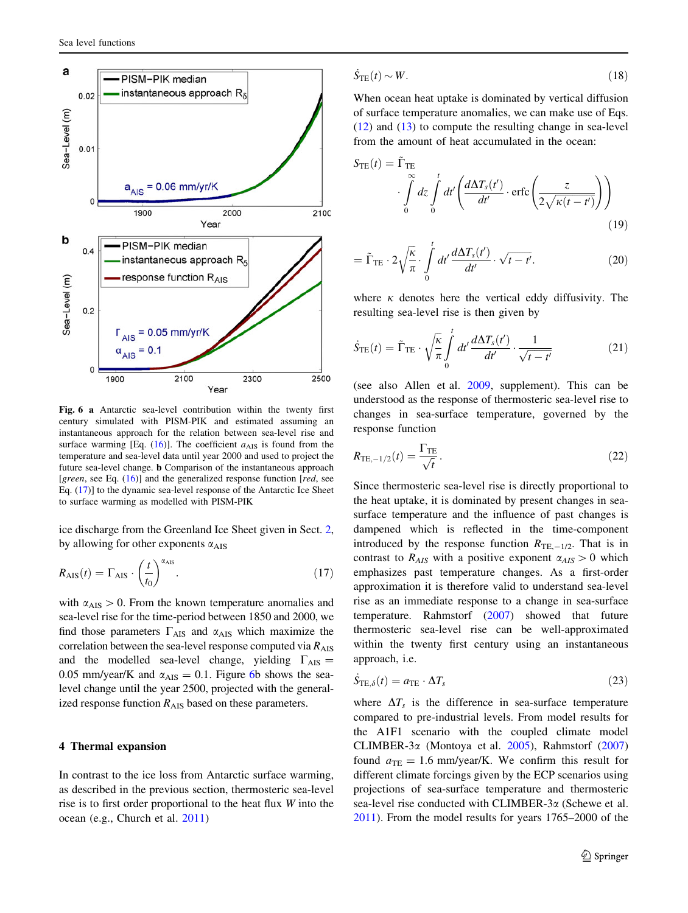Fig. 6 **a** Antarctic sea-level contribution within the twenty first century simulated with PISM-PIK and estimated assuming an instantaneous approach for the relation between sea-level rise and surface warming [Eq. (16)]. The coefficient $a_{\mathrm{AIS}}$ is found from the temperature and sea-level data until year 2000 and used to project the future sea-level change. **b** Comparison of the instantaneous approach [*green*, see Eq. (16)] and the generalized response function [*red*, see Eq. (17)] to the dynamic sea-level response of the Antarctic Ice Sheet to surface warming as modelled with PISM-PIK

ice discharge from the Greenland Ice Sheet given in Sect. 2, by allowing for other exponents $\alpha_{\mathrm{AIS}}$

$$R_{\mathrm{AIS}}(t) = \Gamma_{\mathrm{AIS}} \cdot \left(\frac{t}{t_0}\right)^{\alpha_{\mathrm{AIS}}}. \tag{17}$$

with $\alpha_{\mathrm{AIS}} > 0$. From the known temperature anomalies and sea-level rise for the time-period between 1850 and 2000, we find those parameters $\Gamma_{\mathrm{AIS}}$ and $\alpha_{\mathrm{AIS}}$ which maximize the correlation between the sea-level response computed via $R_{\mathrm{AIS}}$ and the modelled sea-level change, yielding $\Gamma_{\mathrm{AIS}} = 0.05$ mm/year/K and $\alpha_{\mathrm{AIS}} = 0.1$. Figure 6b shows the sea-level change until the year 2500, projected with the generalized response function $R_{\mathrm{AIS}}$ based on these parameters.

## 4 Thermal expansion

In contrast to the ice loss from Antarctic surface warming, as described in the previous section, thermosteric sea-level rise is to first order proportional to the heat flux $W$ into the ocean (e.g., Church et al. 2011)

$$\dot{S}_{\mathrm{TE}}(t) \sim W. \tag{18}$$

When ocean heat uptake is dominated by vertical diffusion of surface temperature anomalies, we can make use of Eqs. (12) and (13) to compute the resulting change in sea-level from the amount of heat accumulated in the ocean:

$$S_{\mathrm{TE}}(t) = \tilde{\Gamma}_{\mathrm{TE}} \cdot \int_0^{\infty} dz \int_0^{t} dt' \left(\frac{d\Delta T_s(t')}{dt'} \cdot \mathrm{erfc}\left(\frac{z}{2\sqrt{\kappa(t-t')}}\right)\right) \tag{19}$$

$$= \tilde{\Gamma}_{\mathrm{TE}} \cdot 2\sqrt{\frac{\kappa}{\pi}} \cdot \int_0^{t} dt' \frac{d\Delta T_s(t')}{dt'} \cdot \sqrt{t-t'}. \tag{20}$$

where $\kappa$ denotes here the vertical eddy diffusivity. The resulting sea-level rise is then given by

$$\dot{S}_{\mathrm{TE}}(t) = \tilde{\Gamma}_{\mathrm{TE}} \cdot \sqrt{\frac{\kappa}{\pi}} \int_0^{t} dt' \frac{d\Delta T_s(t')}{dt'} \cdot \frac{1}{\sqrt{t-t'}} \tag{21}$$

(see also Allen et al. 2009, supplement). This can be understood as the response of thermosteric sea-level rise to changes in sea-surface temperature, governed by the response function

$$R_{\mathrm{TE},-1/2}(t) = \frac{\Gamma_{\mathrm{TE}}}{\sqrt{t}}. \tag{22}$$

Since thermosteric sea-level rise is directly proportional to the heat uptake, it is dominated by present changes in sea-surface temperature and the influence of past changes is dampened which is reflected in the time-component introduced by the response function $R_{\mathrm{TE},-1/2}$. That is in contrast to $R_{AIS}$ with a positive exponent $\alpha_{AIS} > 0$ which emphasizes past temperature changes. As a first-order approximation it is therefore valid to understand sea-level rise as an immediate response to a change in sea-surface temperature. Rahmstorf (2007) showed that future thermosteric sea-level rise can be well-approximated within the twenty first century using an instantaneous approach, i.e.

$$\dot{S}_{\mathrm{TE},\delta}(t) = a_{\mathrm{TE}} \cdot \Delta T_s \tag{23}$$

where $\Delta T_s$ is the difference in sea-surface temperature compared to pre-industrial levels. From model results for the A1F1 scenario with the coupled climate model CLIMBER-3α (Montoya et al. 2005), Rahmstorf (2007) found $a_{\mathrm{TE}} = 1.6$ mm/year/K. We confirm this result for different climate forcings given by the ECP scenarios using projections of sea-surface temperature and thermosteric sea-level rise conducted with CLIMBER-3α (Schewe et al. 2011). From the model results for years 1765–2000 of the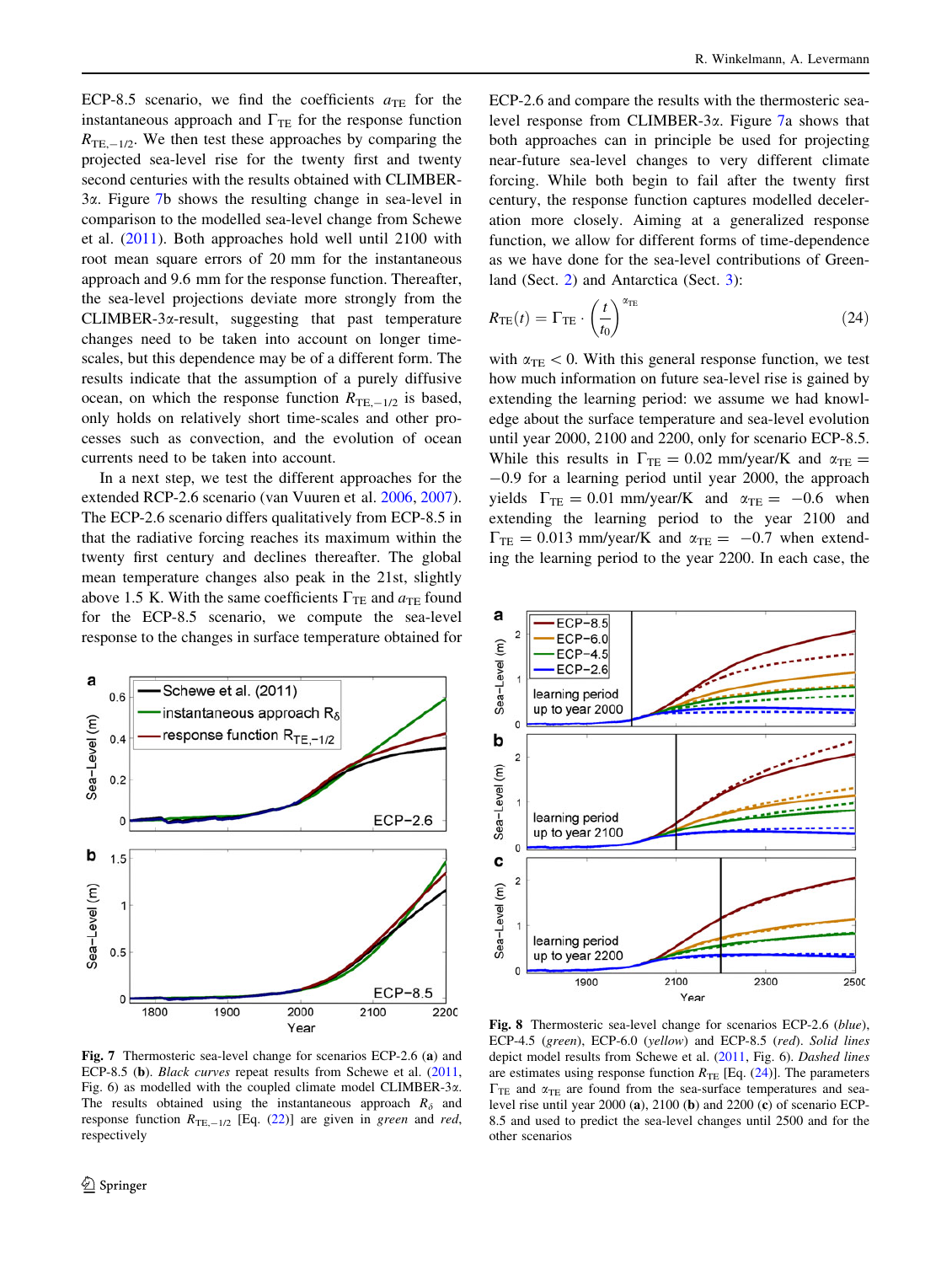ECP-8.5 scenario, we find the coefficients $a_{TE}$ for the instantaneous approach and $\Gamma_{TE}$ for the response function $R_{TE,-1/2}$. We then test these approaches by comparing the projected sea-level rise for the twenty first and twenty second centuries with the results obtained with CLIMBER-3α. Figure 7b shows the resulting change in sea-level in comparison to the modelled sea-level change from Schewe et al. (2011). Both approaches hold well until 2100 with root mean square errors of 20 mm for the instantaneous approach and 9.6 mm for the response function. Thereafter, the sea-level projections deviate more strongly from the CLIMBER-3α-result, suggesting that past temperature changes need to be taken into account on longer time-scales, but this dependence may be of a different form. The results indicate that the assumption of a purely diffusive ocean, on which the response function $R_{TE,-1/2}$ is based, only holds on relatively short time-scales and other processes such as convection, and the evolution of ocean currents need to be taken into account.

In a next step, we test the different approaches for the extended RCP-2.6 scenario (van Vuuren et al. 2006, 2007). The ECP-2.6 scenario differs qualitatively from ECP-8.5 in that the radiative forcing reaches its maximum within the twenty first century and declines thereafter. The global mean temperature changes also peak in the 21st, slightly above 1.5 K. With the same coefficients $\Gamma_{TE}$ and $a_{TE}$ found for the ECP-8.5 scenario, we compute the sea-level response to the changes in surface temperature obtained for ECP-2.6 and compare the results with the thermosteric sea-level response from CLIMBER-3α. Figure 7a shows that both approaches can in principle be used for projecting near-future sea-level changes to very different climate forcing. While both begin to fail after the twenty first century, the response function captures modelled deceleration more closely. Aiming at a generalized response function, we allow for different forms of time-dependence as we have done for the sea-level contributions of Greenland (Sect. 2) and Antarctica (Sect. 3):

$$R_{TE}(t) = \Gamma_{TE} \cdot \left(\frac{t}{t_0}\right)^{\alpha_{TE}} \tag{24}$$

with $\alpha_{TE} < 0$. With this general response function, we test how much information on future sea-level rise is gained by extending the learning period: we assume we had knowledge about the surface temperature and sea-level evolution until year 2000, 2100 and 2200, only for scenario ECP-8.5. While this results in $\Gamma_{TE} = 0.02$ mm/year/K and $\alpha_{TE} = -0.9$ for a learning period until year 2000, the approach yields $\Gamma_{TE} = 0.01$ mm/year/K and $\alpha_{TE} = -0.6$ when extending the learning period to the year 2100 and $\Gamma_{TE} = 0.013$ mm/year/K and $\alpha_{TE} = -0.7$ when extending the learning period to the year 2200. In each case, the

**Fig. 7** Thermosteric sea-level change for scenarios ECP-2.6 (**a**) and ECP-8.5 (**b**). *Black curves* repeat results from Schewe et al. (2011, Fig. 6) as modelled with the coupled climate model CLIMBER-3α. The results obtained using the instantaneous approach $R_\delta$ and response function $R_{TE,-1/2}$ [Eq. (22)] are given in *green* and *red*, respectively

**Fig. 8** Thermosteric sea-level change for scenarios ECP-2.6 (*blue*), ECP-4.5 (*green*), ECP-6.0 (*yellow*) and ECP-8.5 (*red*). *Solid lines* depict model results from Schewe et al. (2011, Fig. 6). *Dashed lines* are estimates using response function $R_{TE}$ [Eq. (24)]. The parameters $\Gamma_{TE}$ and $\alpha_{TE}$ are found from the sea-surface temperatures and sea-level rise until year 2000 (**a**), 2100 (**b**) and 2200 (**c**) of scenario ECP-8.5 and used to predict the sea-level changes until 2500 and for the other scenarios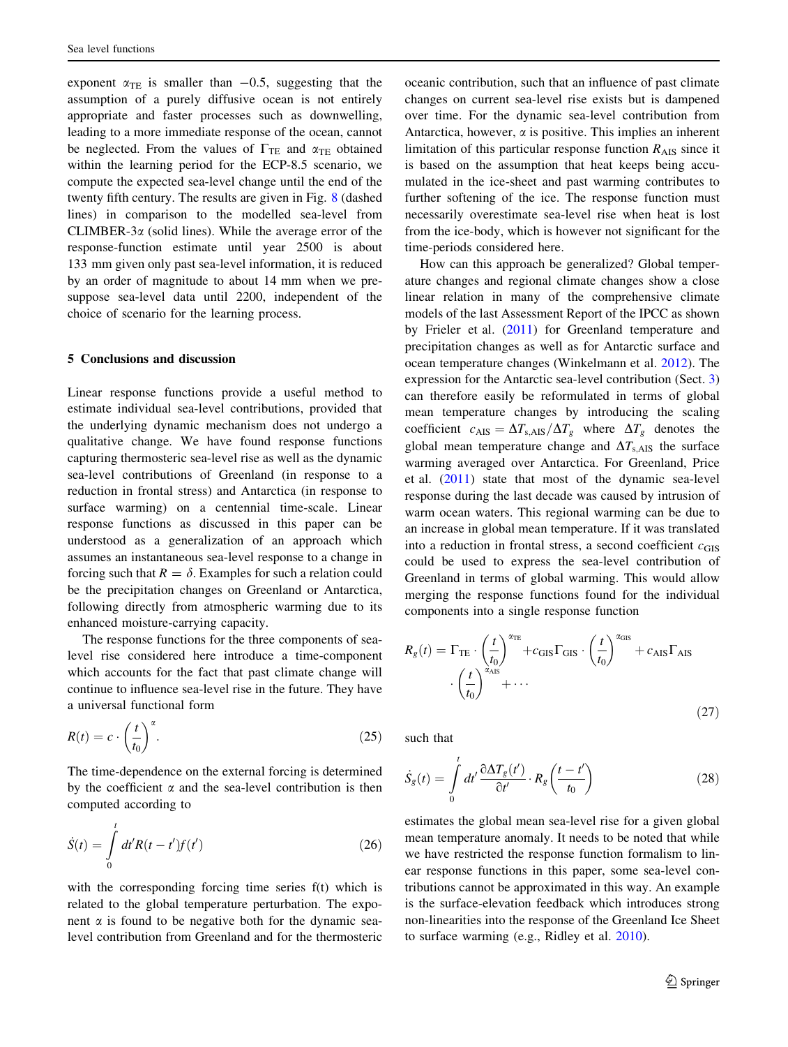exponent $\alpha_{\mathrm{TE}}$ is smaller than $-0.5$, suggesting that the assumption of a purely diffusive ocean is not entirely appropriate and faster processes such as downwelling, leading to a more immediate response of the ocean, cannot be neglected. From the values of $\Gamma_{\mathrm{TE}}$ and $\alpha_{\mathrm{TE}}$ obtained within the learning period for the ECP-8.5 scenario, we compute the expected sea-level change until the end of the twenty fifth century. The results are given in Fig. 8 (dashed lines) in comparison to the modelled sea-level from CLIMBER-3$\alpha$ (solid lines). While the average error of the response-function estimate until year 2500 is about 133 mm given only past sea-level information, it is reduced by an order of magnitude to about 14 mm when we presuppose sea-level data until 2200, independent of the choice of scenario for the learning process.

## 5 Conclusions and discussion

Linear response functions provide a useful method to estimate individual sea-level contributions, provided that the underlying dynamic mechanism does not undergo a qualitative change. We have found response functions capturing thermosteric sea-level rise as well as the dynamic sea-level contributions of Greenland (in response to a reduction in frontal stress) and Antarctica (in response to surface warming) on a centennial time-scale. Linear response functions as discussed in this paper can be understood as a generalization of an approach which assumes an instantaneous sea-level response to a change in forcing such that $R = \delta$. Examples for such a relation could be the precipitation changes on Greenland or Antarctica, following directly from atmospheric warming due to its enhanced moisture-carrying capacity.

The response functions for the three components of sea-level rise considered here introduce a time-component which accounts for the fact that past climate change will continue to influence sea-level rise in the future. They have a universal functional form

$$R(t) = c \cdot \left(\frac{t}{t_0}\right)^{\alpha}. \tag{25}$$

The time-dependence on the external forcing is determined by the coefficient $\alpha$ and the sea-level contribution is then computed according to

$$\dot{S}(t) = \int_0^t dt' R(t - t') f(t') \tag{26}$$

with the corresponding forcing time series f(t) which is related to the global temperature perturbation. The exponent $\alpha$ is found to be negative both for the dynamic sea-level contribution from Greenland and for the thermosteric oceanic contribution, such that an influence of past climate changes on current sea-level rise exists but is dampened over time. For the dynamic sea-level contribution from Antarctica, however, $\alpha$ is positive. This implies an inherent limitation of this particular response function $R_{\mathrm{AIS}}$ since it is based on the assumption that heat keeps being accumulated in the ice-sheet and past warming contributes to further softening of the ice. The response function must necessarily overestimate sea-level rise when heat is lost from the ice-body, which is however not significant for the time-periods considered here.

How can this approach be generalized? Global temperature changes and regional climate changes show a close linear relation in many of the comprehensive climate models of the last Assessment Report of the IPCC as shown by Frieler et al. (2011) for Greenland temperature and precipitation changes as well as for Antarctic surface and ocean temperature changes (Winkelmann et al. 2012). The expression for the Antarctic sea-level contribution (Sect. 3) can therefore easily be reformulated in terms of global mean temperature changes by introducing the scaling coefficient $c_{\mathrm{AIS}} = \Delta T_{s,\mathrm{AIS}}/\Delta T_g$ where $\Delta T_g$ denotes the global mean temperature change and $\Delta T_{s,\mathrm{AIS}}$ the surface warming averaged over Antarctica. For Greenland, Price et al. (2011) state that most of the dynamic sea-level response during the last decade was caused by intrusion of warm ocean waters. This regional warming can be due to an increase in global mean temperature. If it was translated into a reduction in frontal stress, a second coefficient $c_{\mathrm{GIS}}$ could be used to express the sea-level contribution of Greenland in terms of global warming. This would allow merging the response functions found for the individual components into a single response function

$$R_g(t) = \Gamma_{\mathrm{TE}} \cdot \left(\frac{t}{t_0}\right)^{\alpha_{\mathrm{TE}}} + c_{\mathrm{GIS}} \Gamma_{\mathrm{GIS}} \cdot \left(\frac{t}{t_0}\right)^{\alpha_{\mathrm{GIS}}} + c_{\mathrm{AIS}} \Gamma_{\mathrm{AIS}} \cdot \left(\frac{t}{t_0}\right)^{\alpha_{\mathrm{AIS}}} + \cdots \tag{27}$$

such that

$$\dot{S}_g(t) = \int_0^t dt' \frac{\partial \Delta T_g(t')}{\partial t'} \cdot R_g\left(\frac{t - t'}{t_0}\right) \tag{28}$$

estimates the global mean sea-level rise for a given global mean temperature anomaly. It needs to be noted that while we have restricted the response function formalism to linear response functions in this paper, some sea-level contributions cannot be approximated in this way. An example is the surface-elevation feedback which introduces strong non-linearities into the response of the Greenland Ice Sheet to surface warming (e.g., Ridley et al. 2010).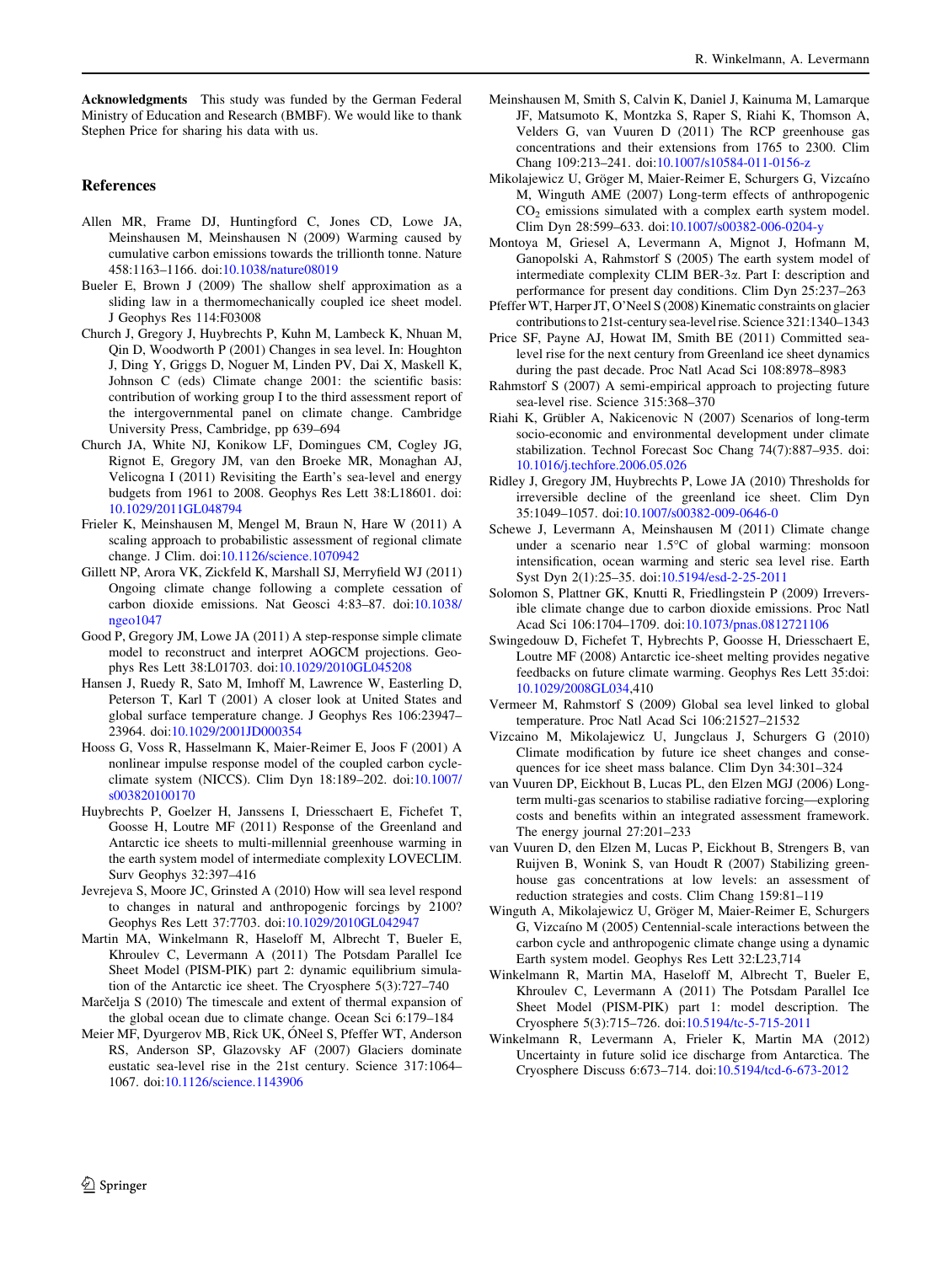**Acknowledgments** This study was funded by the German Federal Ministry of Education and Research (BMBF). We would like to thank Stephen Price for sharing his data with us.

## References

Allen MR, Frame DJ, Huntingford C, Jones CD, Lowe JA, Meinshausen M, Meinshausen N (2009) Warming caused by cumulative carbon emissions towards the trillionth tonne. Nature 458:1163–1166. doi:10.1038/nature08019

Bueler E, Brown J (2009) The shallow shelf approximation as a sliding law in a thermomechanically coupled ice sheet model. J Geophys Res 114:F03008

Church J, Gregory J, Huybrechts P, Kuhn M, Lambeck K, Nhuan M, Qin D, Woodworth P (2001) Changes in sea level. In: Houghton J, Ding Y, Griggs D, Noguer M, Linden PV, Dai X, Maskell K, Johnson C (eds) Climate change 2001: the scientific basis: contribution of working group I to the third assessment report of the intergovernmental panel on climate change. Cambridge University Press, Cambridge, pp 639–694

Church JA, White NJ, Konikow LF, Domingues CM, Cogley JG, Rignot E, Gregory JM, van den Broeke MR, Monaghan AJ, Velicogna I (2011) Revisiting the Earth's sea-level and energy budgets from 1961 to 2008. Geophys Res Lett 38:L18601. doi:10.1029/2011GL048794

Frieler K, Meinshausen M, Mengel M, Braun N, Hare W (2011) A scaling approach to probabilistic assessment of regional climate change. J Clim. doi:10.1126/science.1070942

Gillett NP, Arora VK, Zickfeld K, Marshall SJ, Merryfield WJ (2011) Ongoing climate change following a complete cessation of carbon dioxide emissions. Nat Geosci 4:83–87. doi:10.1038/ngeo1047

Good P, Gregory JM, Lowe JA (2011) A step-response simple climate model to reconstruct and interpret AOGCM projections. Geophys Res Lett 38:L01703. doi:10.1029/2010GL045208

Hansen J, Ruedy R, Sato M, Imhoff M, Lawrence W, Easterling D, Peterson T, Karl T (2001) A closer look at United States and global surface temperature change. J Geophys Res 106:23947–23964. doi:10.1029/2001JD000354

Hooss G, Voss R, Hasselmann K, Maier-Reimer E, Joos F (2001) A nonlinear impulse response model of the coupled carbon cycle-climate system (NICCS). Clim Dyn 18:189–202. doi:10.1007/s003820100170

Huybrechts P, Goelzer H, Janssens I, Driesschaert E, Fichefet T, Goosse H, Loutre MF (2011) Response of the Greenland and Antarctic ice sheets to multi-millennial greenhouse warming in the earth system model of intermediate complexity LOVECLIM. Surv Geophys 32:397–416

Jevrejeva S, Moore JC, Grinsted A (2010) How will sea level respond to changes in natural and anthropogenic forcings by 2100? Geophys Res Lett 37:7703. doi:10.1029/2010GL042947

Martin MA, Winkelmann R, Haseloff M, Albrecht T, Bueler E, Khroulev C, Levermann A (2011) The Potsdam Parallel Ice Sheet Model (PISM-PIK) part 2: dynamic equilibrium simulation of the Antarctic ice sheet. The Cryosphere 5(3):727–740

Marčelja S (2010) The timescale and extent of thermal expansion of the global ocean due to climate change. Ocean Sci 6:179–184

Meier MF, Dyurgerov MB, Rick UK, ÓNeel S, Pfeffer WT, Anderson RS, Anderson SP, Glazovsky AF (2007) Glaciers dominate eustatic sea-level rise in the 21st century. Science 317:1064–1067. doi:10.1126/science.1143906

Meinshausen M, Smith S, Calvin K, Daniel J, Kainuma M, Lamarque JF, Matsumoto K, Montzka S, Raper S, Riahi K, Thomson A, Velders G, van Vuuren D (2011) The RCP greenhouse gas concentrations and their extensions from 1765 to 2300. Clim Chang 109:213–241. doi:10.1007/s10584-011-0156-z

Mikolajewicz U, Gröger M, Maier-Reimer E, Schurgers G, Vizcaíno M, Winguth AME (2007) Long-term effects of anthropogenic $CO_2$ emissions simulated with a complex earth system model. Clim Dyn 28:599–633. doi:10.1007/s00382-006-0204-y

Montoya M, Griesel A, Levermann A, Mignot J, Hofmann M, Ganopolski A, Rahmstorf S (2005) The earth system model of intermediate complexity CLIM BER-3α. Part I: description and performance for present day conditions. Clim Dyn 25:237–263

Pfeffer WT, Harper JT, O'Neel S (2008) Kinematic constraints on glacier contributions to 21st-century sea-level rise. Science 321:1340–1343

Price SF, Payne AJ, Howat IM, Smith BE (2011) Committed sea-level rise for the next century from Greenland ice sheet dynamics during the past decade. Proc Natl Acad Sci 108:8978–8983

Rahmstorf S (2007) A semi-empirical approach to projecting future sea-level rise. Science 315:368–370

Riahi K, Grübler A, Nakicenovic N (2007) Scenarios of long-term socio-economic and environmental development under climate stabilization. Technol Forecast Soc Chang 74(7):887–935. doi:10.1016/j.techfore.2006.05.026

Ridley J, Gregory JM, Huybrechts P, Lowe JA (2010) Thresholds for irreversible decline of the greenland ice sheet. Clim Dyn 35:1049–1057. doi:10.1007/s00382-009-0646-0

Schewe J, Levermann A, Meinshausen M (2011) Climate change under a scenario near 1.5°C of global warming: monsoon intensification, ocean warming and steric sea level rise. Earth Syst Dyn 2(1):25–35. doi:10.5194/esd-2-25-2011

Solomon S, Plattner GK, Knutti R, Friedlingstein P (2009) Irreversible climate change due to carbon dioxide emissions. Proc Natl Acad Sci 106:1704–1709. doi:10.1073/pnas.0812721106

Swingedouw D, Fichefet T, Hybrechts P, Goosse H, Driesschaert E, Loutre MF (2008) Antarctic ice-sheet melting provides negative feedbacks on future climate warming. Geophys Res Lett 35:doi:10.1029/2008GL034,410

Vermeer M, Rahmstorf S (2009) Global sea level linked to global temperature. Proc Natl Acad Sci 106:21527–21532

Vizcaino M, Mikolajewicz U, Jungclaus J, Schurgers G (2010) Climate modification by future ice sheet changes and consequences for ice sheet mass balance. Clim Dyn 34:301–324

van Vuuren DP, Eickhout B, Lucas PL, den Elzen MGJ (2006) Long-term multi-gas scenarios to stabilise radiative forcing—exploring costs and benefits within an integrated assessment framework. The energy journal 27:201–233

van Vuuren D, den Elzen M, Lucas P, Eickhout B, Strengers B, van Ruijven B, Wonink S, van Houdt R (2007) Stabilizing greenhouse gas concentrations at low levels: an assessment of reduction strategies and costs. Clim Chang 159:81–119

Winguth A, Mikolajewicz U, Gröger M, Maier-Reimer E, Schurgers G, Vizcaíno M (2005) Centennial-scale interactions between the carbon cycle and anthropogenic climate change using a dynamic Earth system model. Geophys Res Lett 32:L23,714

Winkelmann R, Martin MA, Haseloff M, Albrecht T, Bueler E, Khroulev C, Levermann A (2011) The Potsdam Parallel Ice Sheet Model (PISM-PIK) part 1: model description. The Cryosphere 5(3):715–726. doi:10.5194/tc-5-715-2011

Winkelmann R, Levermann A, Frieler K, Martin MA (2012) Uncertainty in future solid ice discharge from Antarctica. The Cryosphere Discuss 6:673–714. doi:10.5194/tcd-6-673-2012